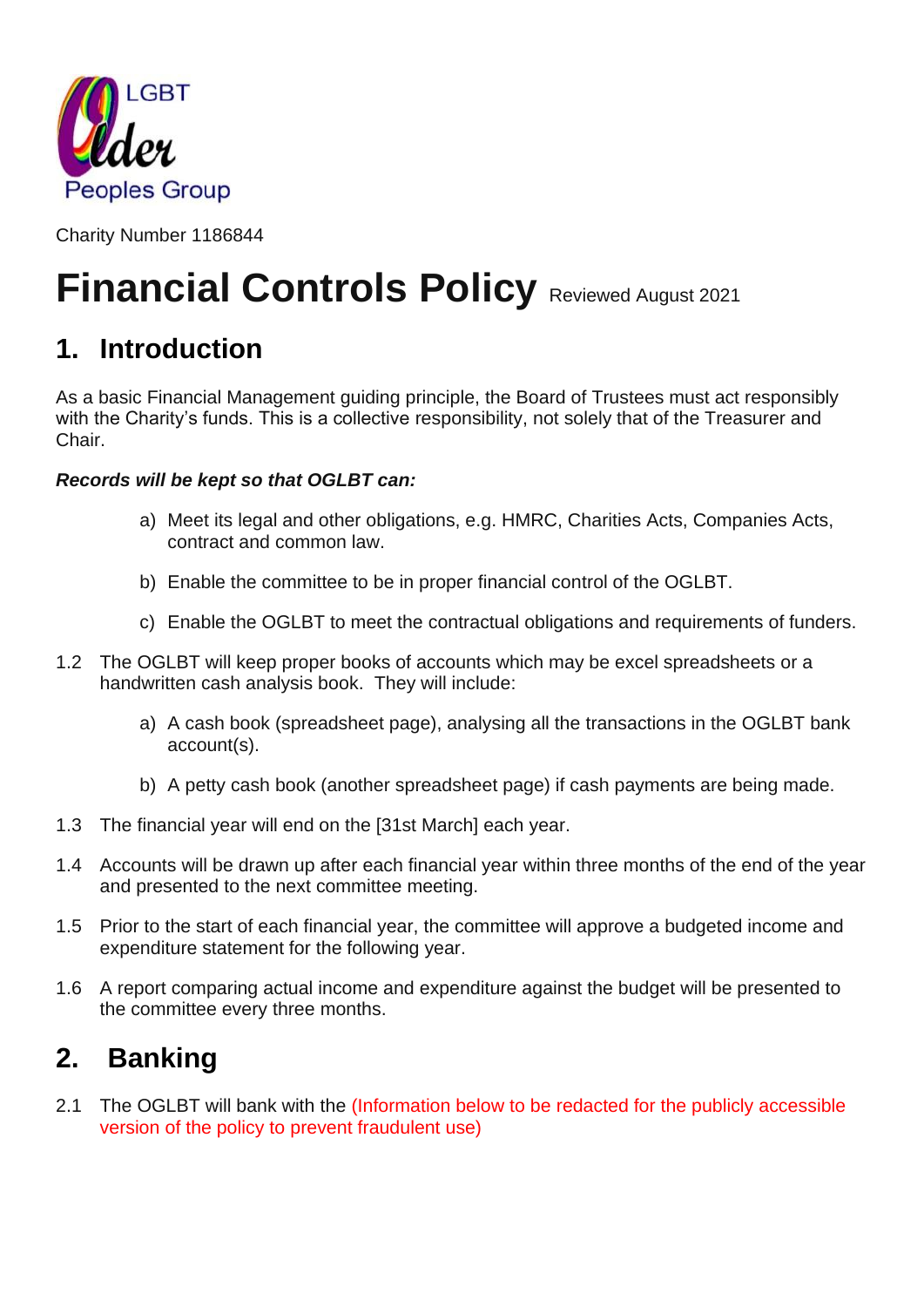LGBT Older Peoples Group

Charity Number 1186844

# Financial Controls Policy Reviewed August 2021

## 1. Introduction

As a basic Financial Management guiding principle, the Board of Trustees must act responsibly with the Charity's funds. This is a collective responsibility, not solely that of the Treasurer and Chair.

***Records will be kept so that OGLBT can:***

a) Meet its legal and other obligations, e.g. HMRC, Charities Acts, Companies Acts, contract and common law.

b) Enable the committee to be in proper financial control of the OGLBT.

c) Enable the OGLBT to meet the contractual obligations and requirements of funders.

1.2 The OGLBT will keep proper books of accounts which may be excel spreadsheets or a handwritten cash analysis book. They will include:

a) A cash book (spreadsheet page), analysing all the transactions in the OGLBT bank account(s).

b) A petty cash book (another spreadsheet page) if cash payments are being made.

1.3 The financial year will end on the [31st March] each year.

1.4 Accounts will be drawn up after each financial year within three months of the end of the year and presented to the next committee meeting.

1.5 Prior to the start of each financial year, the committee will approve a budgeted income and expenditure statement for the following year.

1.6 A report comparing actual income and expenditure against the budget will be presented to the committee every three months.

## 2. Banking

2.1 The OGLBT will bank with the (Information below to be redacted for the publicly accessible version of the policy to prevent fraudulent use)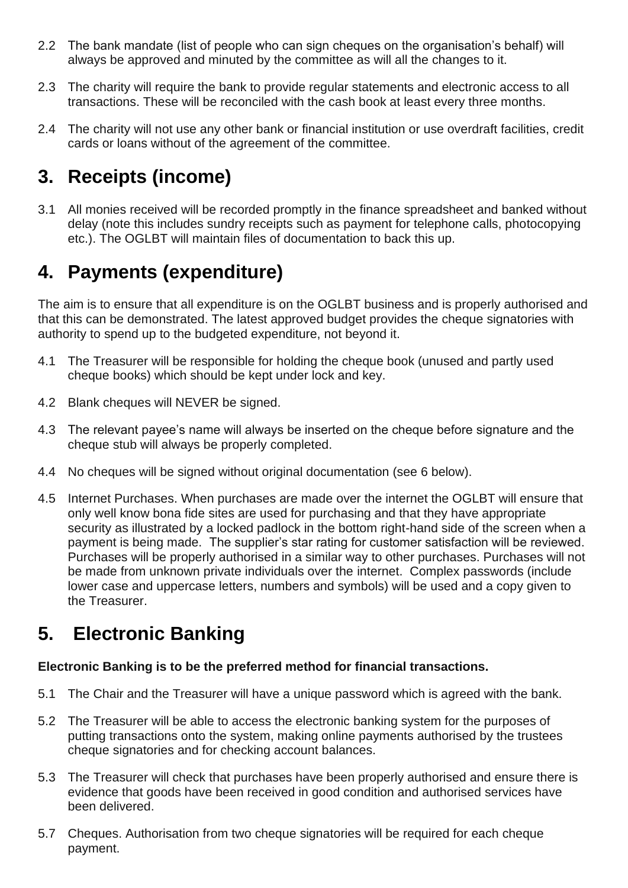2.2 The bank mandate (list of people who can sign cheques on the organisation's behalf) will always be approved and minuted by the committee as will all the changes to it.

2.3 The charity will require the bank to provide regular statements and electronic access to all transactions. These will be reconciled with the cash book at least every three months.

2.4 The charity will not use any other bank or financial institution or use overdraft facilities, credit cards or loans without of the agreement of the committee.

## 3. Receipts (income)

3.1 All monies received will be recorded promptly in the finance spreadsheet and banked without delay (note this includes sundry receipts such as payment for telephone calls, photocopying etc.). The OGLBT will maintain files of documentation to back this up.

## 4. Payments (expenditure)

The aim is to ensure that all expenditure is on the OGLBT business and is properly authorised and that this can be demonstrated. The latest approved budget provides the cheque signatories with authority to spend up to the budgeted expenditure, not beyond it.

4.1 The Treasurer will be responsible for holding the cheque book (unused and partly used cheque books) which should be kept under lock and key.

4.2 Blank cheques will NEVER be signed.

4.3 The relevant payee's name will always be inserted on the cheque before signature and the cheque stub will always be properly completed.

4.4 No cheques will be signed without original documentation (see 6 below).

4.5 Internet Purchases. When purchases are made over the internet the OGLBT will ensure that only well know bona fide sites are used for purchasing and that they have appropriate security as illustrated by a locked padlock in the bottom right-hand side of the screen when a payment is being made. The supplier's star rating for customer satisfaction will be reviewed. Purchases will be properly authorised in a similar way to other purchases. Purchases will not be made from unknown private individuals over the internet. Complex passwords (include lower case and uppercase letters, numbers and symbols) will be used and a copy given to the Treasurer.

## 5. Electronic Banking

**Electronic Banking is to be the preferred method for financial transactions.**

5.1 The Chair and the Treasurer will have a unique password which is agreed with the bank.

5.2 The Treasurer will be able to access the electronic banking system for the purposes of putting transactions onto the system, making online payments authorised by the trustees cheque signatories and for checking account balances.

5.3 The Treasurer will check that purchases have been properly authorised and ensure there is evidence that goods have been received in good condition and authorised services have been delivered.

5.7 Cheques. Authorisation from two cheque signatories will be required for each cheque payment.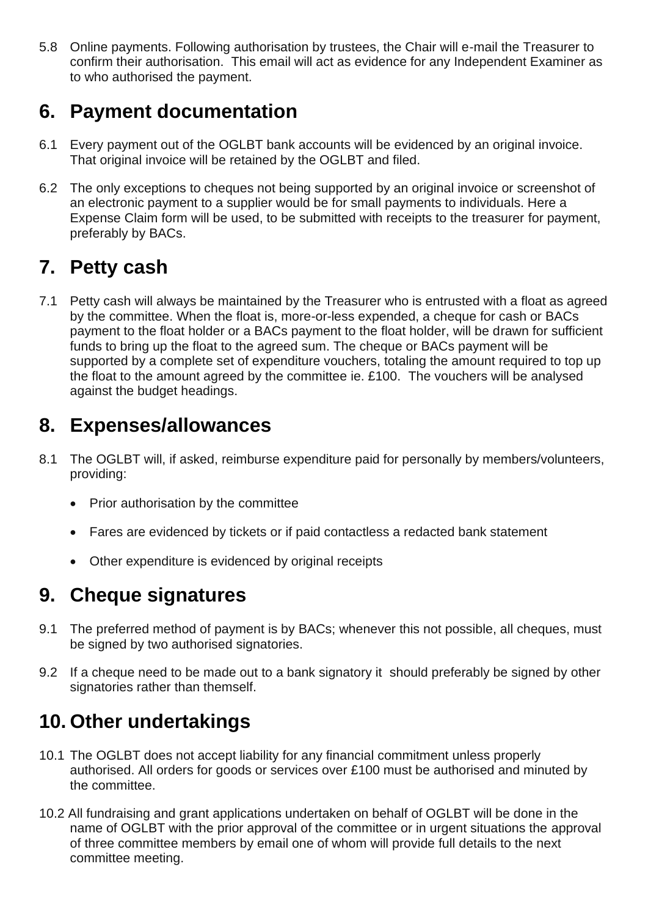5.8 Online payments. Following authorisation by trustees, the Chair will e-mail the Treasurer to confirm their authorisation. This email will act as evidence for any Independent Examiner as to who authorised the payment.

## 6. Payment documentation

6.1 Every payment out of the OGLBT bank accounts will be evidenced by an original invoice. That original invoice will be retained by the OGLBT and filed.

6.2 The only exceptions to cheques not being supported by an original invoice or screenshot of an electronic payment to a supplier would be for small payments to individuals. Here a Expense Claim form will be used, to be submitted with receipts to the treasurer for payment, preferably by BACs.

## 7. Petty cash

7.1 Petty cash will always be maintained by the Treasurer who is entrusted with a float as agreed by the committee. When the float is, more-or-less expended, a cheque for cash or BACs payment to the float holder or a BACs payment to the float holder, will be drawn for sufficient funds to bring up the float to the agreed sum. The cheque or BACs payment will be supported by a complete set of expenditure vouchers, totaling the amount required to top up the float to the amount agreed by the committee ie. £100. The vouchers will be analysed against the budget headings.

## 8. Expenses/allowances

8.1 The OGLBT will, if asked, reimburse expenditure paid for personally by members/volunteers, providing:

- Prior authorisation by the committee
- Fares are evidenced by tickets or if paid contactless a redacted bank statement
- Other expenditure is evidenced by original receipts

## 9. Cheque signatures

9.1 The preferred method of payment is by BACs; whenever this not possible, all cheques, must be signed by two authorised signatories.

9.2 If a cheque need to be made out to a bank signatory it should preferably be signed by other signatories rather than themself.

## 10. Other undertakings

10.1 The OGLBT does not accept liability for any financial commitment unless properly authorised. All orders for goods or services over £100 must be authorised and minuted by the committee.

10.2 All fundraising and grant applications undertaken on behalf of OGLBT will be done in the name of OGLBT with the prior approval of the committee or in urgent situations the approval of three committee members by email one of whom will provide full details to the next committee meeting.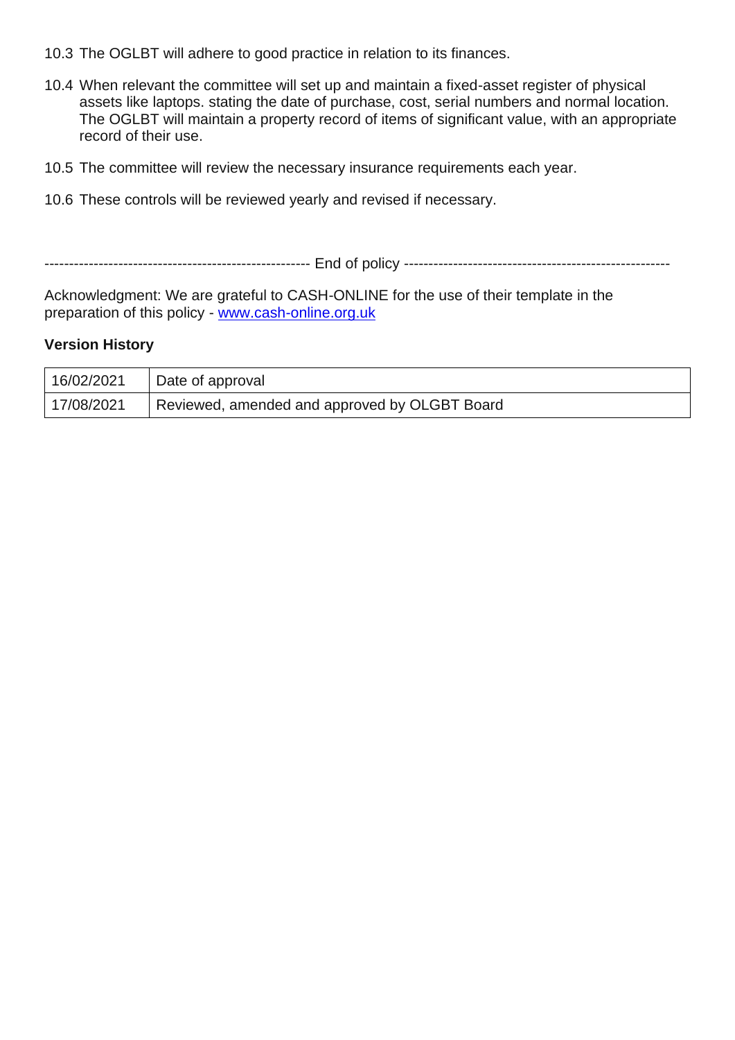10.3 The OGLBT will adhere to good practice in relation to its finances.

10.4 When relevant the committee will set up and maintain a fixed-asset register of physical assets like laptops. stating the date of purchase, cost, serial numbers and normal location. The OGLBT will maintain a property record of items of significant value, with an appropriate record of their use.

10.5 The committee will review the necessary insurance requirements each year.

10.6 These controls will be reviewed yearly and revised if necessary.

----------------------------------------------------- End of policy -----------------------------------------------------

Acknowledgment: We are grateful to CASH-ONLINE for the use of their template in the preparation of this policy - www.cash-online.org.uk

**Version History**

| | |
|---|---|
| 16/02/2021 | Date of approval |
| 17/08/2021 | Reviewed, amended and approved by OLGBT Board |